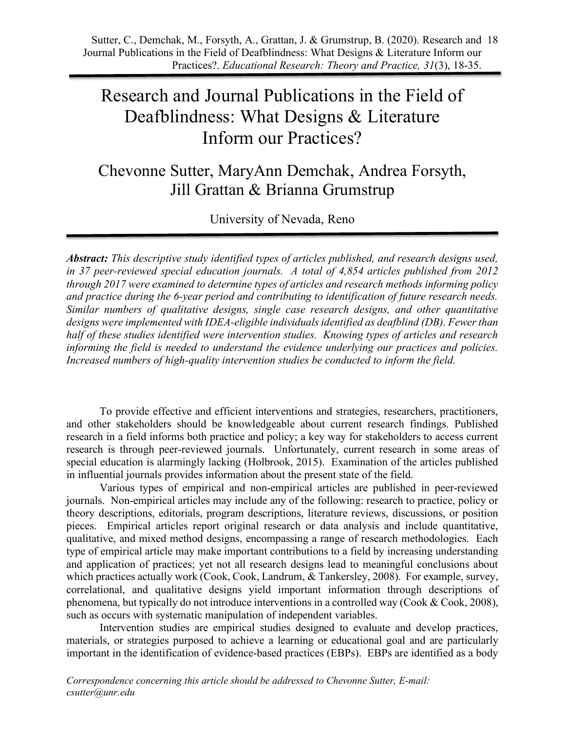# Research and Journal Publications in the Field of Deafblindness: What Designs & Literature Inform our Practices?

## Chevonne Sutter, MaryAnn Demchak, Andrea Forsyth, Jill Grattan & Brianna Grumstrup

University of Nevada, Reno

***Abstract:*** *This descriptive study identified types of articles published, and research designs used, in 37 peer-reviewed special education journals. A total of 4,854 articles published from 2012 through 2017 were examined to determine types of articles and research methods informing policy and practice during the 6-year period and contributing to identification of future research needs. Similar numbers of qualitative designs, single case research designs, and other quantitative designs were implemented with IDEA-eligible individuals identified as deafblind (DB). Fewer than half of these studies identified were intervention studies. Knowing types of articles and research informing the field is needed to understand the evidence underlying our practices and policies. Increased numbers of high-quality intervention studies be conducted to inform the field.*

To provide effective and efficient interventions and strategies, researchers, practitioners, and other stakeholders should be knowledgeable about current research findings. Published research in a field informs both practice and policy; a key way for stakeholders to access current research is through peer-reviewed journals. Unfortunately, current research in some areas of special education is alarmingly lacking (Holbrook, 2015). Examination of the articles published in influential journals provides information about the present state of the field.

Various types of empirical and non-empirical articles are published in peer-reviewed journals. Non-empirical articles may include any of the following: research to practice, policy or theory descriptions, editorials, program descriptions, literature reviews, discussions, or position pieces. Empirical articles report original research or data analysis and include quantitative, qualitative, and mixed method designs, encompassing a range of research methodologies. Each type of empirical article may make important contributions to a field by increasing understanding and application of practices; yet not all research designs lead to meaningful conclusions about which practices actually work (Cook, Cook, Landrum, & Tankersley, 2008). For example, survey, correlational, and qualitative designs yield important information through descriptions of phenomena, but typically do not introduce interventions in a controlled way (Cook & Cook, 2008), such as occurs with systematic manipulation of independent variables.

Intervention studies are empirical studies designed to evaluate and develop practices, materials, or strategies purposed to achieve a learning or educational goal and are particularly important in the identification of evidence-based practices (EBPs). EBPs are identified as a body

*Correspondence concerning this article should be addressed to Chevonne Sutter, E-mail: csutter@unr.edu*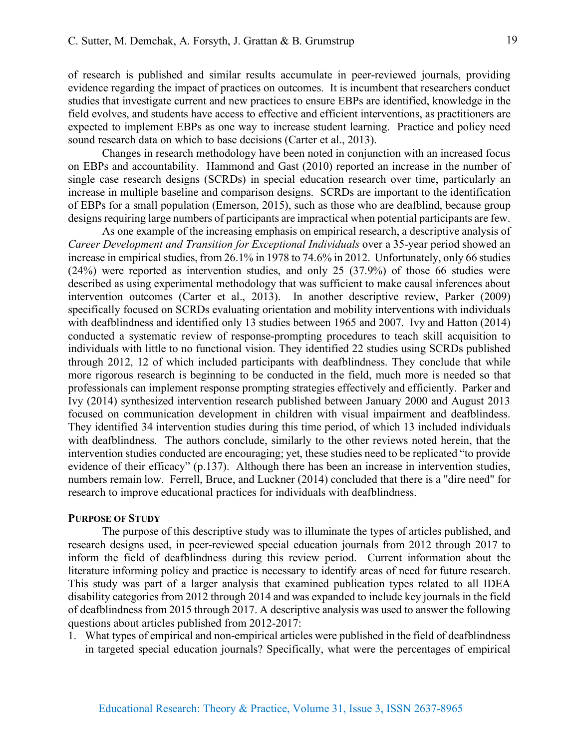of research is published and similar results accumulate in peer-reviewed journals, providing evidence regarding the impact of practices on outcomes. It is incumbent that researchers conduct studies that investigate current and new practices to ensure EBPs are identified, knowledge in the field evolves, and students have access to effective and efficient interventions, as practitioners are expected to implement EBPs as one way to increase student learning. Practice and policy need sound research data on which to base decisions (Carter et al., 2013).

Changes in research methodology have been noted in conjunction with an increased focus on EBPs and accountability. Hammond and Gast (2010) reported an increase in the number of single case research designs (SCRDs) in special education research over time, particularly an increase in multiple baseline and comparison designs. SCRDs are important to the identification of EBPs for a small population (Emerson, 2015), such as those who are deafblind, because group designs requiring large numbers of participants are impractical when potential participants are few.

As one example of the increasing emphasis on empirical research, a descriptive analysis of *Career Development and Transition for Exceptional Individuals* over a 35-year period showed an increase in empirical studies, from 26.1% in 1978 to 74.6% in 2012. Unfortunately, only 66 studies (24%) were reported as intervention studies, and only 25 (37.9%) of those 66 studies were described as using experimental methodology that was sufficient to make causal inferences about intervention outcomes (Carter et al., 2013). In another descriptive review, Parker (2009) specifically focused on SCRDs evaluating orientation and mobility interventions with individuals with deafblindness and identified only 13 studies between 1965 and 2007. Ivy and Hatton (2014) conducted a systematic review of response-prompting procedures to teach skill acquisition to individuals with little to no functional vision. They identified 22 studies using SCRDs published through 2012, 12 of which included participants with deafblindness. They conclude that while more rigorous research is beginning to be conducted in the field, much more is needed so that professionals can implement response prompting strategies effectively and efficiently. Parker and Ivy (2014) synthesized intervention research published between January 2000 and August 2013 focused on communication development in children with visual impairment and deafblindess. They identified 34 intervention studies during this time period, of which 13 included individuals with deafblindness. The authors conclude, similarly to the other reviews noted herein, that the intervention studies conducted are encouraging; yet, these studies need to be replicated "to provide evidence of their efficacy" (p.137). Although there has been an increase in intervention studies, numbers remain low. Ferrell, Bruce, and Luckner (2014) concluded that there is a "dire need" for research to improve educational practices for individuals with deafblindness.

## Purpose of Study

The purpose of this descriptive study was to illuminate the types of articles published, and research designs used, in peer-reviewed special education journals from 2012 through 2017 to inform the field of deafblindness during this review period. Current information about the literature informing policy and practice is necessary to identify areas of need for future research. This study was part of a larger analysis that examined publication types related to all IDEA disability categories from 2012 through 2014 and was expanded to include key journals in the field of deafblindness from 2015 through 2017. A descriptive analysis was used to answer the following questions about articles published from 2012-2017:

1. What types of empirical and non-empirical articles were published in the field of deafblindness in targeted special education journals? Specifically, what were the percentages of empirical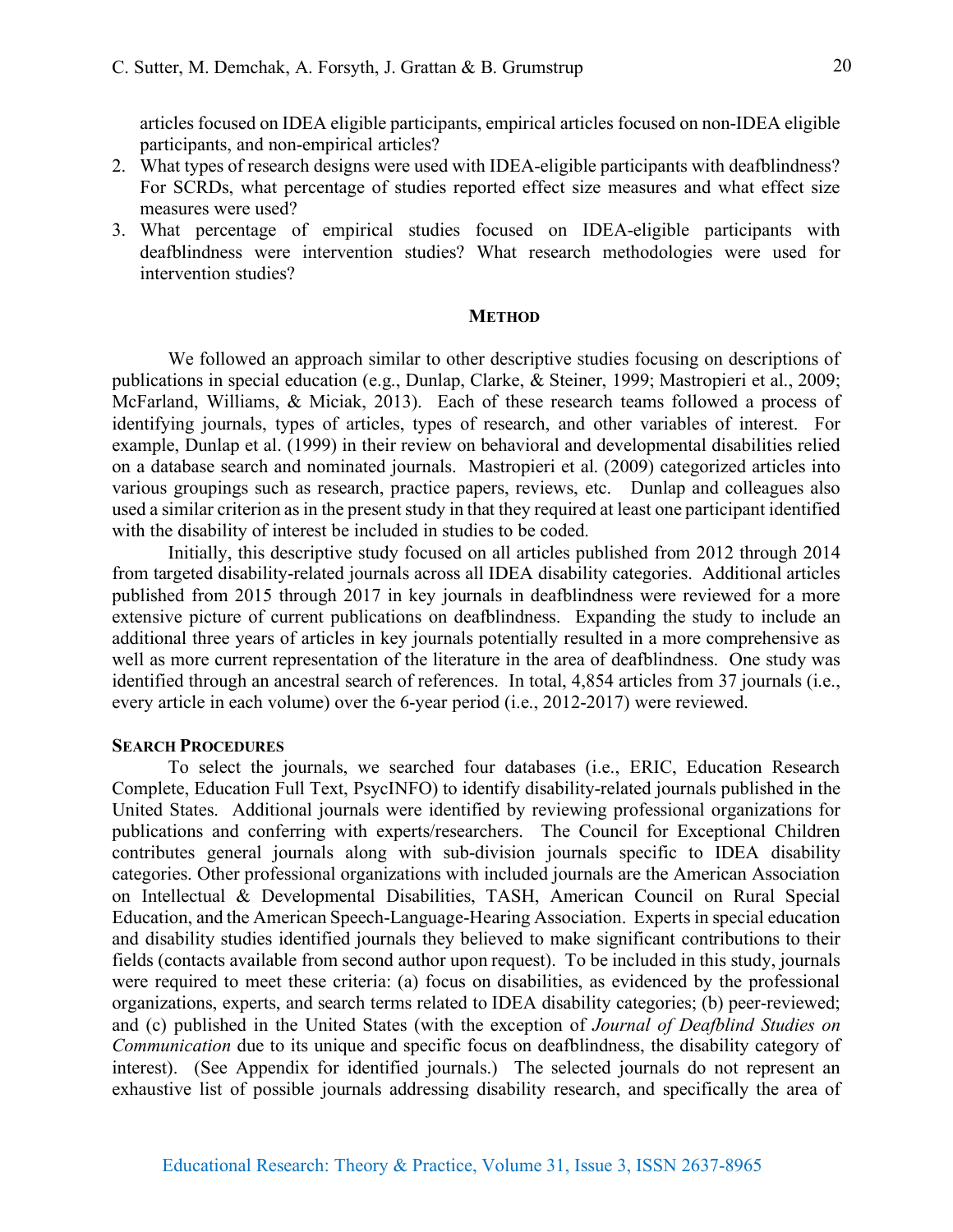articles focused on IDEA eligible participants, empirical articles focused on non-IDEA eligible participants, and non-empirical articles?

2. What types of research designs were used with IDEA-eligible participants with deafblindness? For SCRDs, what percentage of studies reported effect size measures and what effect size measures were used?
3. What percentage of empirical studies focused on IDEA-eligible participants with deafblindness were intervention studies? What research methodologies were used for intervention studies?

## METHOD

We followed an approach similar to other descriptive studies focusing on descriptions of publications in special education (e.g., Dunlap, Clarke, & Steiner, 1999; Mastropieri et al., 2009; McFarland, Williams, & Miciak, 2013). Each of these research teams followed a process of identifying journals, types of articles, types of research, and other variables of interest. For example, Dunlap et al. (1999) in their review on behavioral and developmental disabilities relied on a database search and nominated journals. Mastropieri et al. (2009) categorized articles into various groupings such as research, practice papers, reviews, etc. Dunlap and colleagues also used a similar criterion as in the present study in that they required at least one participant identified with the disability of interest be included in studies to be coded.

Initially, this descriptive study focused on all articles published from 2012 through 2014 from targeted disability-related journals across all IDEA disability categories. Additional articles published from 2015 through 2017 in key journals in deafblindness were reviewed for a more extensive picture of current publications on deafblindness. Expanding the study to include an additional three years of articles in key journals potentially resulted in a more comprehensive as well as more current representation of the literature in the area of deafblindness. One study was identified through an ancestral search of references. In total, 4,854 articles from 37 journals (i.e., every article in each volume) over the 6-year period (i.e., 2012-2017) were reviewed.

### SEARCH PROCEDURES

To select the journals, we searched four databases (i.e., ERIC, Education Research Complete, Education Full Text, PsycINFO) to identify disability-related journals published in the United States. Additional journals were identified by reviewing professional organizations for publications and conferring with experts/researchers. The Council for Exceptional Children contributes general journals along with sub-division journals specific to IDEA disability categories. Other professional organizations with included journals are the American Association on Intellectual & Developmental Disabilities, TASH, American Council on Rural Special Education, and the American Speech-Language-Hearing Association. Experts in special education and disability studies identified journals they believed to make significant contributions to their fields (contacts available from second author upon request). To be included in this study, journals were required to meet these criteria: (a) focus on disabilities, as evidenced by the professional organizations, experts, and search terms related to IDEA disability categories; (b) peer-reviewed; and (c) published in the United States (with the exception of *Journal of Deafblind Studies on Communication* due to its unique and specific focus on deafblindness, the disability category of interest). (See Appendix for identified journals.) The selected journals do not represent an exhaustive list of possible journals addressing disability research, and specifically the area of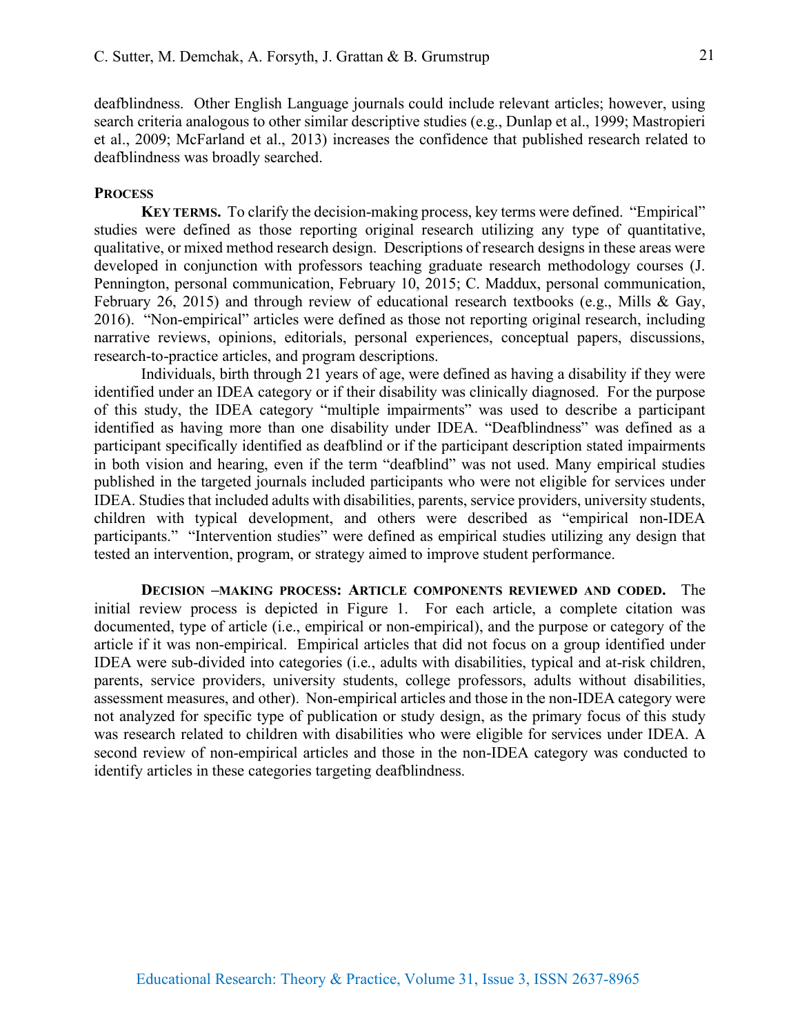deafblindness. Other English Language journals could include relevant articles; however, using search criteria analogous to other similar descriptive studies (e.g., Dunlap et al., 1999; Mastropieri et al., 2009; McFarland et al., 2013) increases the confidence that published research related to deafblindness was broadly searched.

### Process

**Key terms.** To clarify the decision-making process, key terms were defined. "Empirical" studies were defined as those reporting original research utilizing any type of quantitative, qualitative, or mixed method research design. Descriptions of research designs in these areas were developed in conjunction with professors teaching graduate research methodology courses (J. Pennington, personal communication, February 10, 2015; C. Maddux, personal communication, February 26, 2015) and through review of educational research textbooks (e.g., Mills & Gay, 2016). "Non-empirical" articles were defined as those not reporting original research, including narrative reviews, opinions, editorials, personal experiences, conceptual papers, discussions, research-to-practice articles, and program descriptions.

Individuals, birth through 21 years of age, were defined as having a disability if they were identified under an IDEA category or if their disability was clinically diagnosed. For the purpose of this study, the IDEA category "multiple impairments" was used to describe a participant identified as having more than one disability under IDEA. "Deafblindness" was defined as a participant specifically identified as deafblind or if the participant description stated impairments in both vision and hearing, even if the term "deafblind" was not used. Many empirical studies published in the targeted journals included participants who were not eligible for services under IDEA. Studies that included adults with disabilities, parents, service providers, university students, children with typical development, and others were described as "empirical non-IDEA participants." "Intervention studies" were defined as empirical studies utilizing any design that tested an intervention, program, or strategy aimed to improve student performance.

**Decision –making process: Article components reviewed and coded.** The initial review process is depicted in Figure 1. For each article, a complete citation was documented, type of article (i.e., empirical or non-empirical), and the purpose or category of the article if it was non-empirical. Empirical articles that did not focus on a group identified under IDEA were sub-divided into categories (i.e., adults with disabilities, typical and at-risk children, parents, service providers, university students, college professors, adults without disabilities, assessment measures, and other). Non-empirical articles and those in the non-IDEA category were not analyzed for specific type of publication or study design, as the primary focus of this study was research related to children with disabilities who were eligible for services under IDEA. A second review of non-empirical articles and those in the non-IDEA category was conducted to identify articles in these categories targeting deafblindness.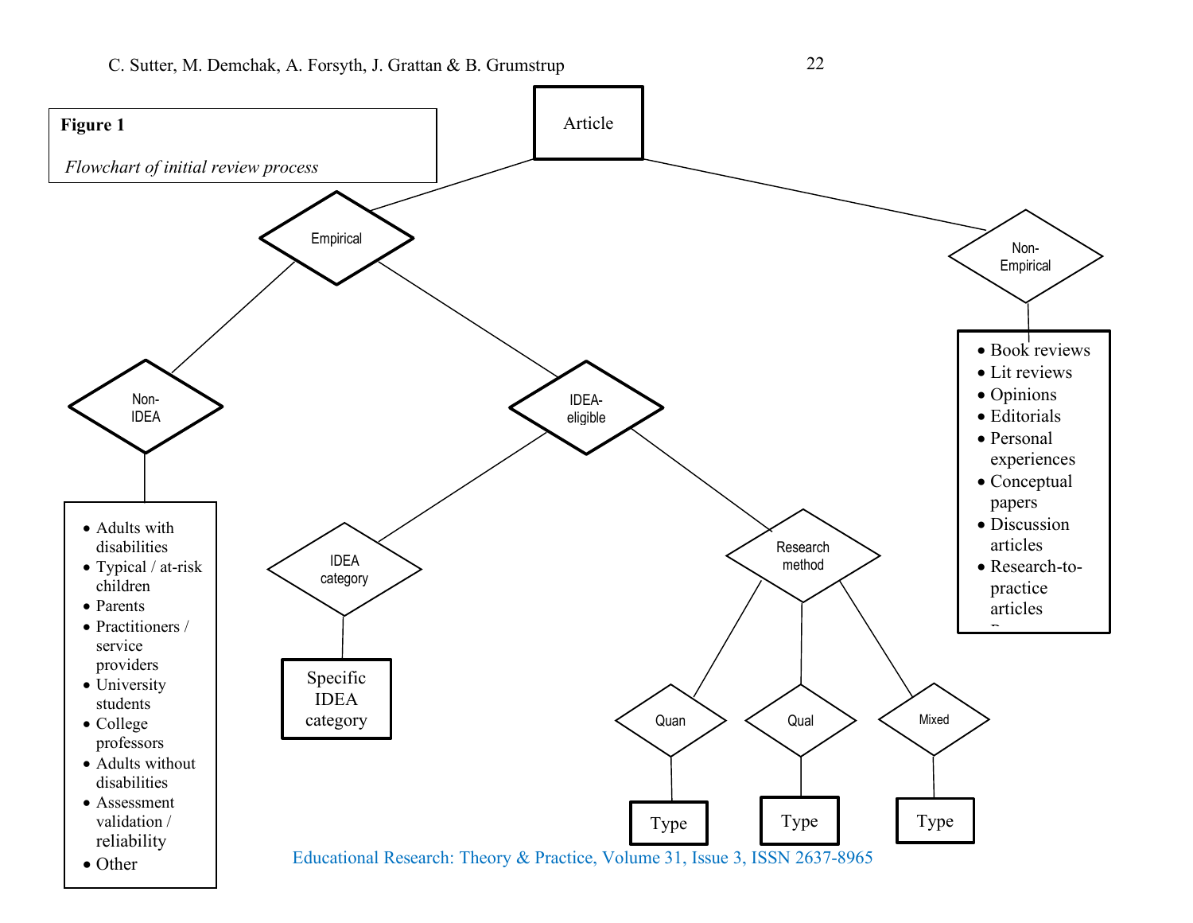**Figure 1**

*Flowchart of initial review process*

- Article
  - Empirical
    - Non-IDEA
      - Adults with disabilities
      - Typical / at-risk children
      - Parents
      - Practitioners / service providers
      - University students
      - College professors
      - Adults without disabilities
      - Assessment validation / reliability
      - Other
    - IDEA-eligible
      - IDEA category
        - Specific IDEA category
      - Research method
        - Quan
          - Type
        - Qual
          - Type
        - Mixed
          - Type
  - Non-Empirical
    - Book reviews
    - Lit reviews
    - Opinions
    - Editorials
    - Personal experiences
    - Conceptual papers
    - Discussion articles
    - Research-to-practice articles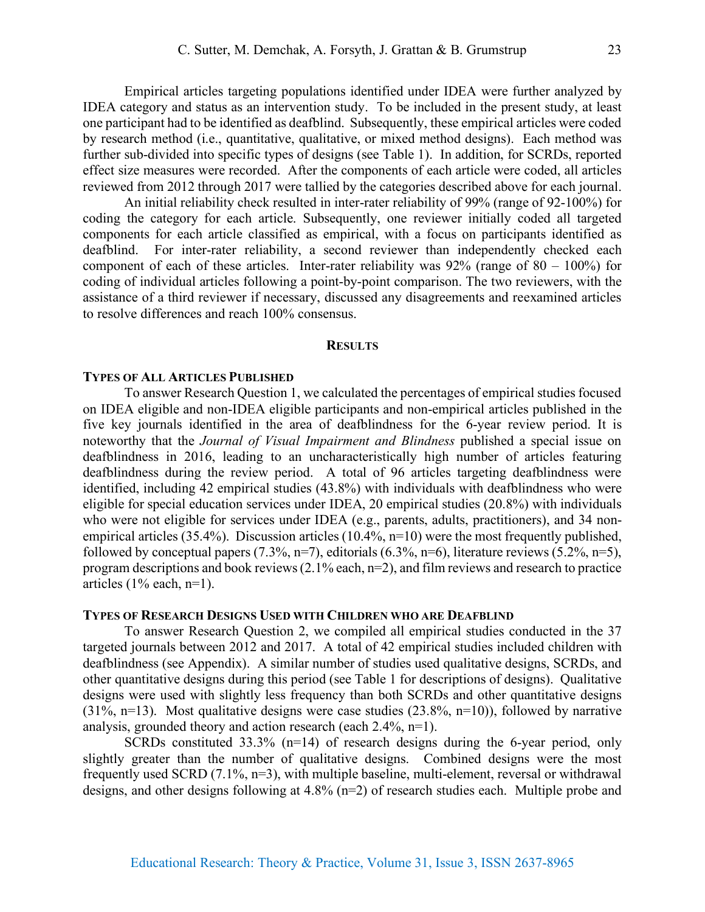Empirical articles targeting populations identified under IDEA were further analyzed by IDEA category and status as an intervention study. To be included in the present study, at least one participant had to be identified as deafblind. Subsequently, these empirical articles were coded by research method (i.e., quantitative, qualitative, or mixed method designs). Each method was further sub-divided into specific types of designs (see Table 1). In addition, for SCRDs, reported effect size measures were recorded. After the components of each article were coded, all articles reviewed from 2012 through 2017 were tallied by the categories described above for each journal.

An initial reliability check resulted in inter-rater reliability of 99% (range of 92-100%) for coding the category for each article. Subsequently, one reviewer initially coded all targeted components for each article classified as empirical, with a focus on participants identified as deafblind. For inter-rater reliability, a second reviewer than independently checked each component of each of these articles. Inter-rater reliability was 92% (range of 80 – 100%) for coding of individual articles following a point-by-point comparison. The two reviewers, with the assistance of a third reviewer if necessary, discussed any disagreements and reexamined articles to resolve differences and reach 100% consensus.

## Results

### Types of All Articles Published

To answer Research Question 1, we calculated the percentages of empirical studies focused on IDEA eligible and non-IDEA eligible participants and non-empirical articles published in the five key journals identified in the area of deafblindness for the 6-year review period. It is noteworthy that the *Journal of Visual Impairment and Blindness* published a special issue on deafblindness in 2016, leading to an uncharacteristically high number of articles featuring deafblindness during the review period. A total of 96 articles targeting deafblindness were identified, including 42 empirical studies (43.8%) with individuals with deafblindness who were eligible for special education services under IDEA, 20 empirical studies (20.8%) with individuals who were not eligible for services under IDEA (e.g., parents, adults, practitioners), and 34 non-empirical articles (35.4%). Discussion articles (10.4%, n=10) were the most frequently published, followed by conceptual papers (7.3%, n=7), editorials (6.3%, n=6), literature reviews (5.2%, n=5), program descriptions and book reviews (2.1% each, n=2), and film reviews and research to practice articles (1% each, n=1).

### Types of Research Designs Used with Children who are Deafblind

To answer Research Question 2, we compiled all empirical studies conducted in the 37 targeted journals between 2012 and 2017. A total of 42 empirical studies included children with deafblindness (see Appendix). A similar number of studies used qualitative designs, SCRDs, and other quantitative designs during this period (see Table 1 for descriptions of designs). Qualitative designs were used with slightly less frequency than both SCRDs and other quantitative designs (31%, n=13). Most qualitative designs were case studies (23.8%, n=10)), followed by narrative analysis, grounded theory and action research (each 2.4%, n=1).

SCRDs constituted 33.3% (n=14) of research designs during the 6-year period, only slightly greater than the number of qualitative designs. Combined designs were the most frequently used SCRD (7.1%, n=3), with multiple baseline, multi-element, reversal or withdrawal designs, and other designs following at 4.8% (n=2) of research studies each. Multiple probe and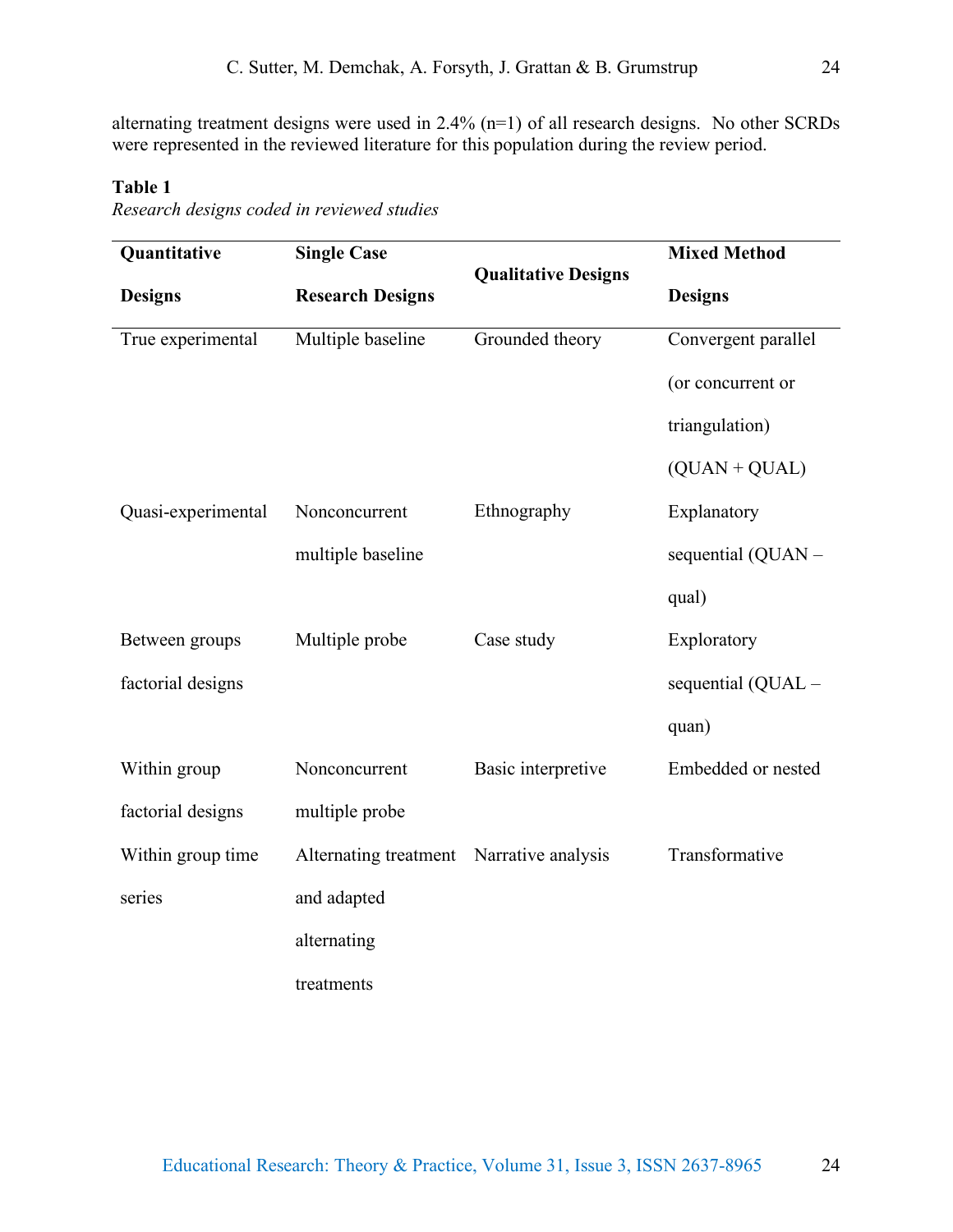alternating treatment designs were used in 2.4% (n=1) of all research designs. No other SCRDs were represented in the reviewed literature for this population during the review period.

**Table 1**
*Research designs coded in reviewed studies*

| **Quantitative Designs** | **Single Case Research Designs** | **Qualitative Designs** | **Mixed Method Designs** |
|---|---|---|---|
| True experimental | Multiple baseline | Grounded theory | Convergent parallel (or concurrent or triangulation) (QUAN + QUAL) |
| Quasi-experimental | Nonconcurrent multiple baseline | Ethnography | Explanatory sequential (QUAN – qual) |
| Between groups factorial designs | Multiple probe | Case study | Exploratory sequential (QUAL – quan) |
| Within group factorial designs | Nonconcurrent multiple probe | Basic interpretive | Embedded or nested |
| Within group time series | Alternating treatment and adapted alternating treatments | Narrative analysis | Transformative |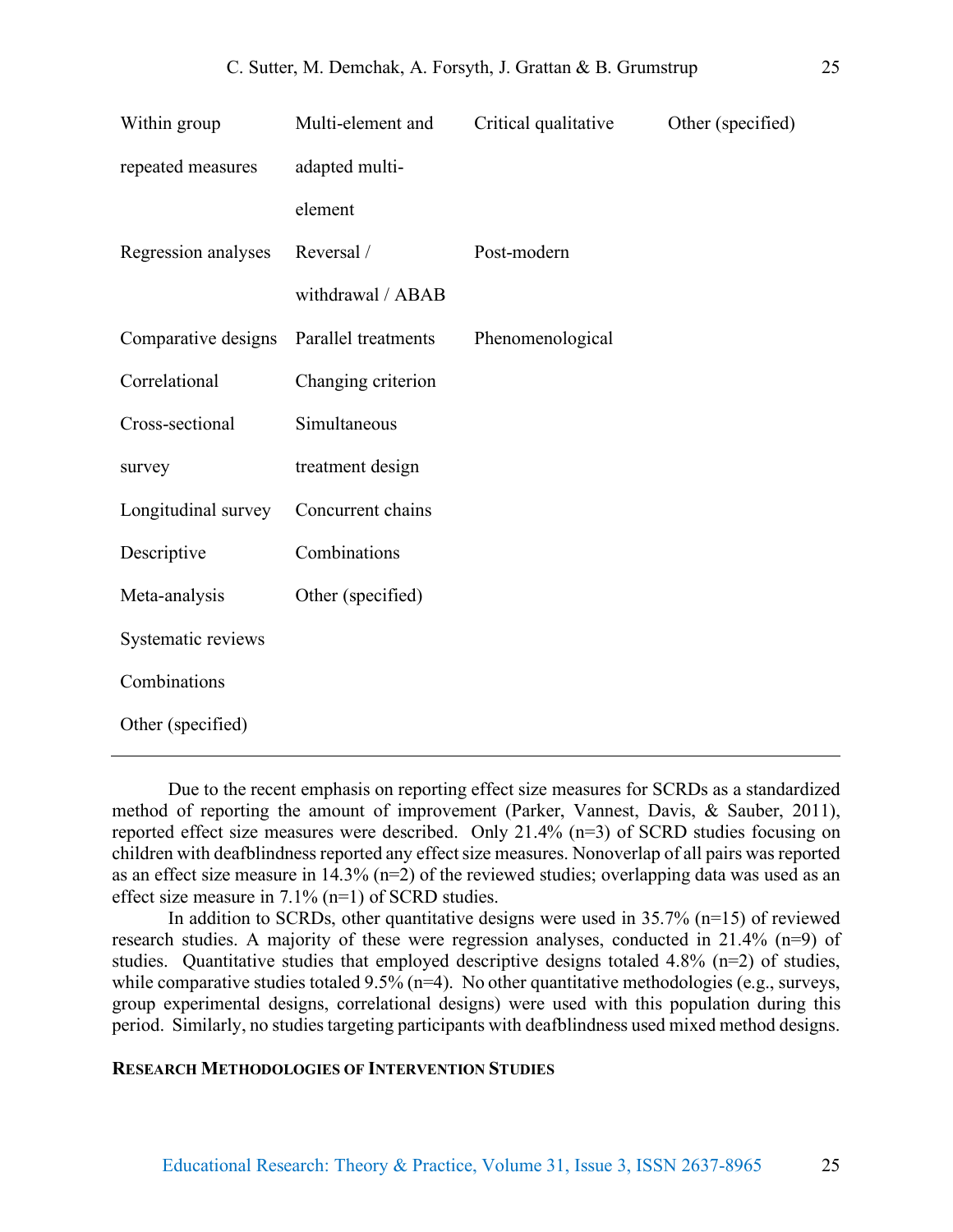| | | | |
|---|---|---|---|
| Within group repeated measures | Multi-element and adapted multi-element | Critical qualitative | Other (specified) |
| Regression analyses | Reversal / withdrawal / ABAB | Post-modern | |
| Comparative designs | Parallel treatments | Phenomenological | |
| Correlational | Changing criterion | | |
| Cross-sectional survey | Simultaneous treatment design | | |
| Longitudinal survey | Concurrent chains | | |
| Descriptive | Combinations | | |
| Meta-analysis | Other (specified) | | |
| Systematic reviews | | | |
| Combinations | | | |
| Other (specified) | | | |

Due to the recent emphasis on reporting effect size measures for SCRDs as a standardized method of reporting the amount of improvement (Parker, Vannest, Davis, & Sauber, 2011), reported effect size measures were described. Only 21.4% (n=3) of SCRD studies focusing on children with deafblindness reported any effect size measures. Nonoverlap of all pairs was reported as an effect size measure in 14.3% (n=2) of the reviewed studies; overlapping data was used as an effect size measure in 7.1% (n=1) of SCRD studies.

In addition to SCRDs, other quantitative designs were used in 35.7% (n=15) of reviewed research studies. A majority of these were regression analyses, conducted in 21.4% (n=9) of studies. Quantitative studies that employed descriptive designs totaled 4.8% (n=2) of studies, while comparative studies totaled 9.5% (n=4). No other quantitative methodologies (e.g., surveys, group experimental designs, correlational designs) were used with this population during this period. Similarly, no studies targeting participants with deafblindness used mixed method designs.

## RESEARCH METHODOLOGIES OF INTERVENTION STUDIES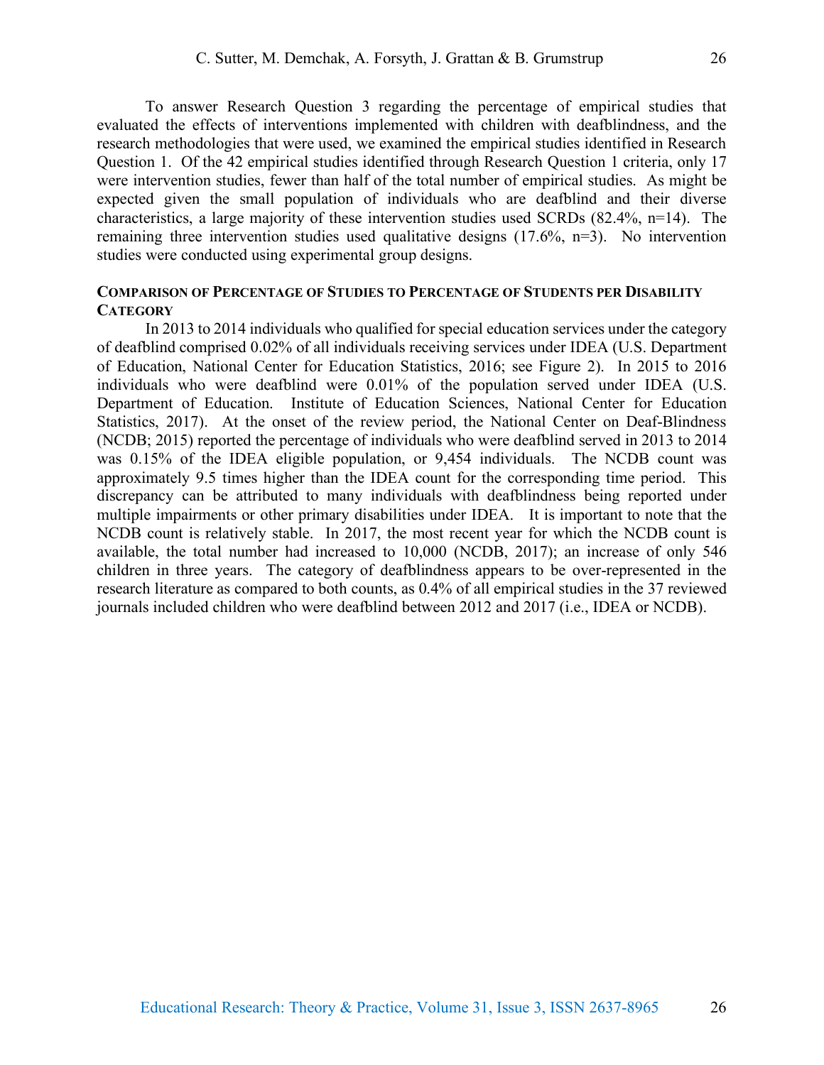To answer Research Question 3 regarding the percentage of empirical studies that evaluated the effects of interventions implemented with children with deafblindness, and the research methodologies that were used, we examined the empirical studies identified in Research Question 1. Of the 42 empirical studies identified through Research Question 1 criteria, only 17 were intervention studies, fewer than half of the total number of empirical studies. As might be expected given the small population of individuals who are deafblind and their diverse characteristics, a large majority of these intervention studies used SCRDs (82.4%, n=14). The remaining three intervention studies used qualitative designs (17.6%, n=3). No intervention studies were conducted using experimental group designs.

### Comparison of Percentage of Studies to Percentage of Students per Disability Category

In 2013 to 2014 individuals who qualified for special education services under the category of deafblind comprised 0.02% of all individuals receiving services under IDEA (U.S. Department of Education, National Center for Education Statistics, 2016; see Figure 2). In 2015 to 2016 individuals who were deafblind were 0.01% of the population served under IDEA (U.S. Department of Education. Institute of Education Sciences, National Center for Education Statistics, 2017). At the onset of the review period, the National Center on Deaf-Blindness (NCDB; 2015) reported the percentage of individuals who were deafblind served in 2013 to 2014 was 0.15% of the IDEA eligible population, or 9,454 individuals. The NCDB count was approximately 9.5 times higher than the IDEA count for the corresponding time period. This discrepancy can be attributed to many individuals with deafblindness being reported under multiple impairments or other primary disabilities under IDEA. It is important to note that the NCDB count is relatively stable. In 2017, the most recent year for which the NCDB count is available, the total number had increased to 10,000 (NCDB, 2017); an increase of only 546 children in three years. The category of deafblindness appears to be over-represented in the research literature as compared to both counts, as 0.4% of all empirical studies in the 37 reviewed journals included children who were deafblind between 2012 and 2017 (i.e., IDEA or NCDB).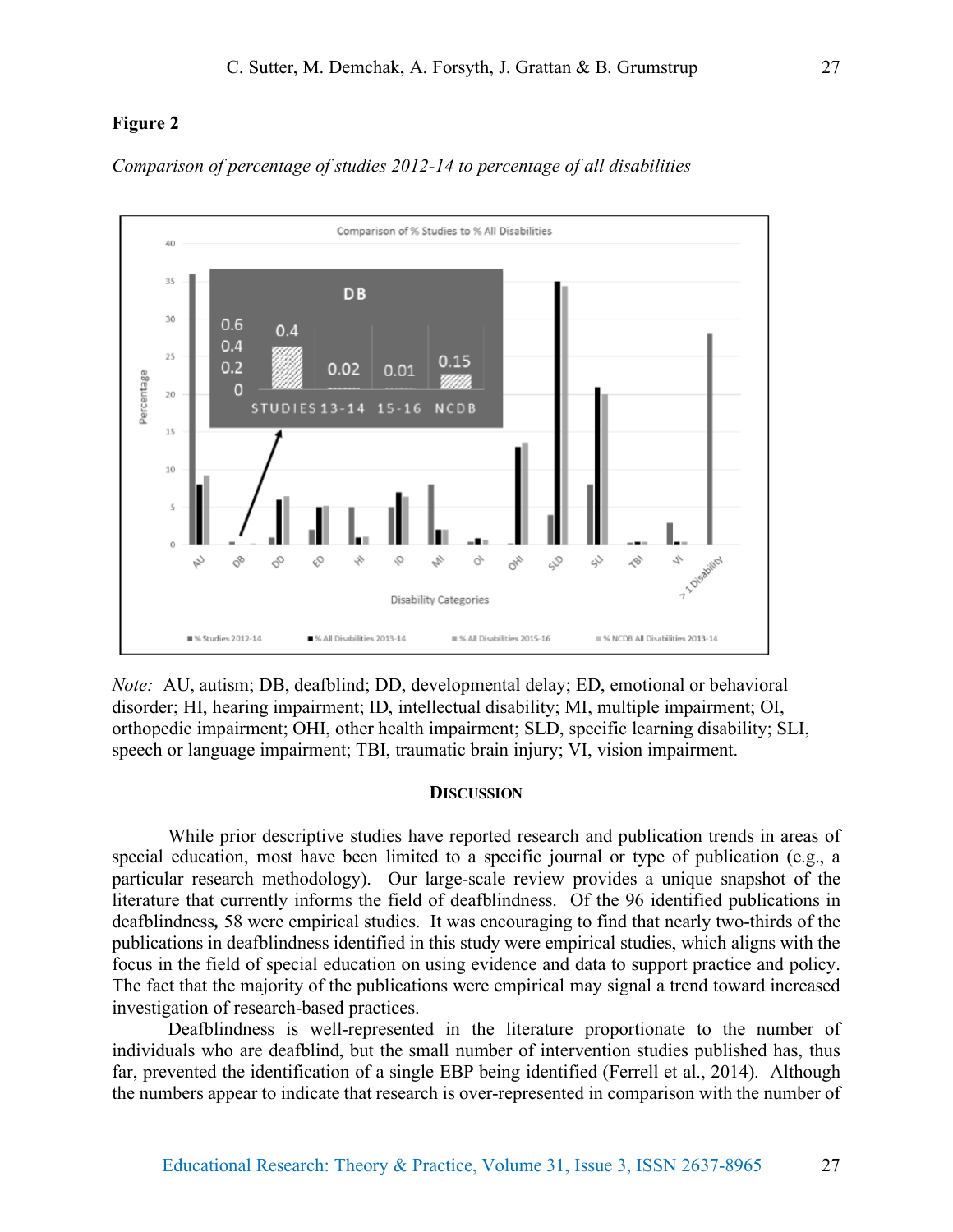**Figure 2**

*Comparison of percentage of studies 2012-14 to percentage of all disabilities*

*Note:* AU, autism; DB, deafblind; DD, developmental delay; ED, emotional or behavioral disorder; HI, hearing impairment; ID, intellectual disability; MI, multiple impairment; OI, orthopedic impairment; OHI, other health impairment; SLD, specific learning disability; SLI, speech or language impairment; TBI, traumatic brain injury; VI, vision impairment.

## Discussion

While prior descriptive studies have reported research and publication trends in areas of special education, most have been limited to a specific journal or type of publication (e.g., a particular research methodology). Our large-scale review provides a unique snapshot of the literature that currently informs the field of deafblindness. Of the 96 identified publications in deafblindness**,** 58 were empirical studies. It was encouraging to find that nearly two-thirds of the publications in deafblindness identified in this study were empirical studies, which aligns with the focus in the field of special education on using evidence and data to support practice and policy. The fact that the majority of the publications were empirical may signal a trend toward increased investigation of research-based practices.

Deafblindness is well-represented in the literature proportionate to the number of individuals who are deafblind, but the small number of intervention studies published has, thus far, prevented the identification of a single EBP being identified (Ferrell et al., 2014). Although the numbers appear to indicate that research is over-represented in comparison with the number of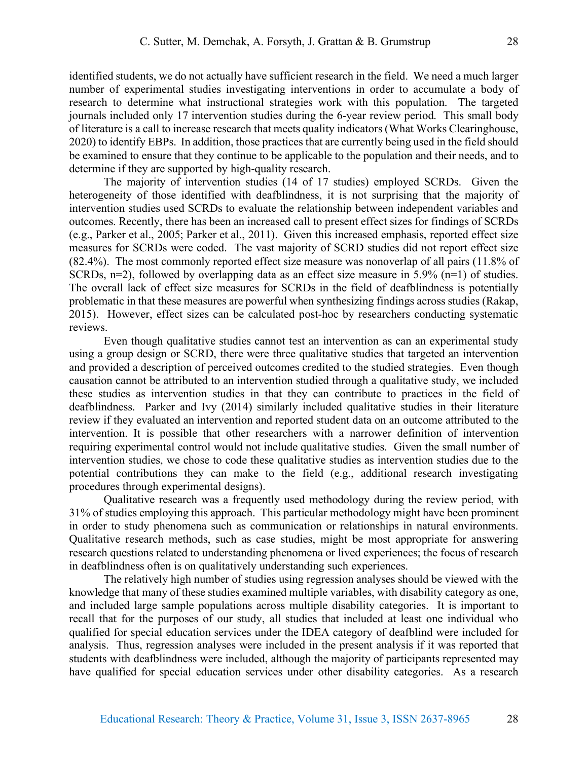identified students, we do not actually have sufficient research in the field. We need a much larger number of experimental studies investigating interventions in order to accumulate a body of research to determine what instructional strategies work with this population. The targeted journals included only 17 intervention studies during the 6-year review period. This small body of literature is a call to increase research that meets quality indicators (What Works Clearinghouse, 2020) to identify EBPs. In addition, those practices that are currently being used in the field should be examined to ensure that they continue to be applicable to the population and their needs, and to determine if they are supported by high-quality research.

The majority of intervention studies (14 of 17 studies) employed SCRDs. Given the heterogeneity of those identified with deafblindness, it is not surprising that the majority of intervention studies used SCRDs to evaluate the relationship between independent variables and outcomes. Recently, there has been an increased call to present effect sizes for findings of SCRDs (e.g., Parker et al., 2005; Parker et al., 2011). Given this increased emphasis, reported effect size measures for SCRDs were coded. The vast majority of SCRD studies did not report effect size (82.4%). The most commonly reported effect size measure was nonoverlap of all pairs (11.8% of SCRDs, n=2), followed by overlapping data as an effect size measure in 5.9% (n=1) of studies. The overall lack of effect size measures for SCRDs in the field of deafblindness is potentially problematic in that these measures are powerful when synthesizing findings across studies (Rakap, 2015). However, effect sizes can be calculated post-hoc by researchers conducting systematic reviews.

Even though qualitative studies cannot test an intervention as can an experimental study using a group design or SCRD, there were three qualitative studies that targeted an intervention and provided a description of perceived outcomes credited to the studied strategies. Even though causation cannot be attributed to an intervention studied through a qualitative study, we included these studies as intervention studies in that they can contribute to practices in the field of deafblindness. Parker and Ivy (2014) similarly included qualitative studies in their literature review if they evaluated an intervention and reported student data on an outcome attributed to the intervention. It is possible that other researchers with a narrower definition of intervention requiring experimental control would not include qualitative studies. Given the small number of intervention studies, we chose to code these qualitative studies as intervention studies due to the potential contributions they can make to the field (e.g., additional research investigating procedures through experimental designs).

Qualitative research was a frequently used methodology during the review period, with 31% of studies employing this approach. This particular methodology might have been prominent in order to study phenomena such as communication or relationships in natural environments. Qualitative research methods, such as case studies, might be most appropriate for answering research questions related to understanding phenomena or lived experiences; the focus of research in deafblindness often is on qualitatively understanding such experiences.

The relatively high number of studies using regression analyses should be viewed with the knowledge that many of these studies examined multiple variables, with disability category as one, and included large sample populations across multiple disability categories. It is important to recall that for the purposes of our study, all studies that included at least one individual who qualified for special education services under the IDEA category of deafblind were included for analysis. Thus, regression analyses were included in the present analysis if it was reported that students with deafblindness were included, although the majority of participants represented may have qualified for special education services under other disability categories. As a research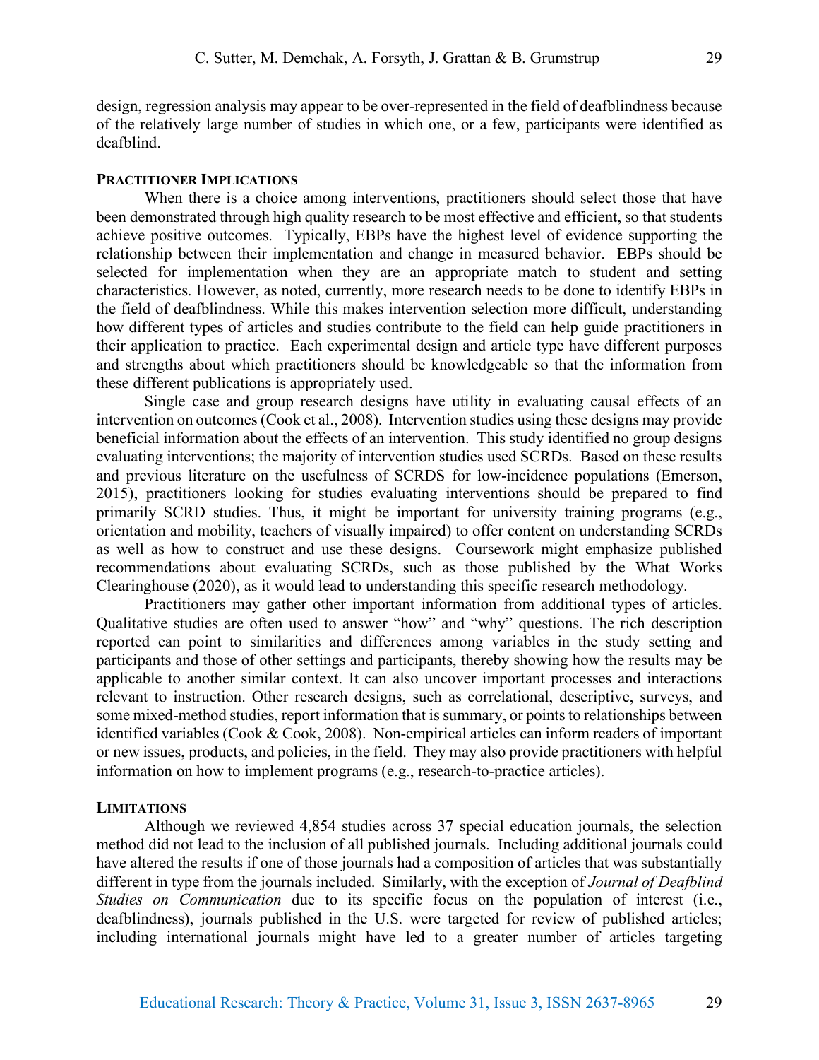design, regression analysis may appear to be over-represented in the field of deafblindness because of the relatively large number of studies in which one, or a few, participants were identified as deafblind.

### PRACTITIONER IMPLICATIONS

When there is a choice among interventions, practitioners should select those that have been demonstrated through high quality research to be most effective and efficient, so that students achieve positive outcomes. Typically, EBPs have the highest level of evidence supporting the relationship between their implementation and change in measured behavior. EBPs should be selected for implementation when they are an appropriate match to student and setting characteristics. However, as noted, currently, more research needs to be done to identify EBPs in the field of deafblindness. While this makes intervention selection more difficult, understanding how different types of articles and studies contribute to the field can help guide practitioners in their application to practice. Each experimental design and article type have different purposes and strengths about which practitioners should be knowledgeable so that the information from these different publications is appropriately used.

Single case and group research designs have utility in evaluating causal effects of an intervention on outcomes (Cook et al., 2008). Intervention studies using these designs may provide beneficial information about the effects of an intervention. This study identified no group designs evaluating interventions; the majority of intervention studies used SCRDs. Based on these results and previous literature on the usefulness of SCRDS for low-incidence populations (Emerson, 2015), practitioners looking for studies evaluating interventions should be prepared to find primarily SCRD studies. Thus, it might be important for university training programs (e.g., orientation and mobility, teachers of visually impaired) to offer content on understanding SCRDs as well as how to construct and use these designs. Coursework might emphasize published recommendations about evaluating SCRDs, such as those published by the What Works Clearinghouse (2020), as it would lead to understanding this specific research methodology.

Practitioners may gather other important information from additional types of articles. Qualitative studies are often used to answer "how" and "why" questions. The rich description reported can point to similarities and differences among variables in the study setting and participants and those of other settings and participants, thereby showing how the results may be applicable to another similar context. It can also uncover important processes and interactions relevant to instruction. Other research designs, such as correlational, descriptive, surveys, and some mixed-method studies, report information that is summary, or points to relationships between identified variables (Cook & Cook, 2008). Non-empirical articles can inform readers of important or new issues, products, and policies, in the field. They may also provide practitioners with helpful information on how to implement programs (e.g., research-to-practice articles).

### LIMITATIONS

Although we reviewed 4,854 studies across 37 special education journals, the selection method did not lead to the inclusion of all published journals. Including additional journals could have altered the results if one of those journals had a composition of articles that was substantially different in type from the journals included. Similarly, with the exception of *Journal of Deafblind Studies on Communication* due to its specific focus on the population of interest (i.e., deafblindness), journals published in the U.S. were targeted for review of published articles; including international journals might have led to a greater number of articles targeting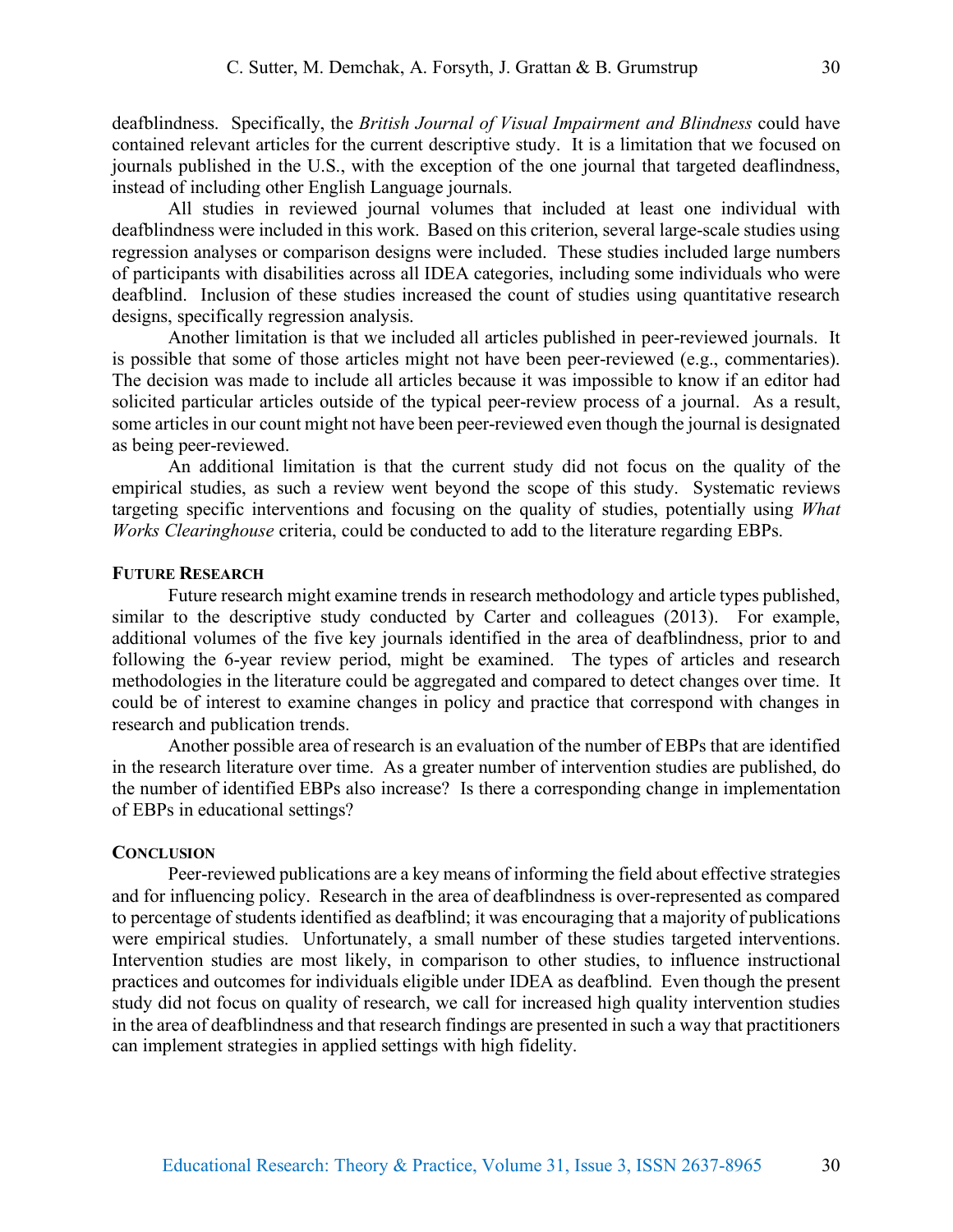deafblindness. Specifically, the *British Journal of Visual Impairment and Blindness* could have contained relevant articles for the current descriptive study. It is a limitation that we focused on journals published in the U.S., with the exception of the one journal that targeted deaflindness, instead of including other English Language journals.

All studies in reviewed journal volumes that included at least one individual with deafblindness were included in this work. Based on this criterion, several large-scale studies using regression analyses or comparison designs were included. These studies included large numbers of participants with disabilities across all IDEA categories, including some individuals who were deafblind. Inclusion of these studies increased the count of studies using quantitative research designs, specifically regression analysis.

Another limitation is that we included all articles published in peer-reviewed journals. It is possible that some of those articles might not have been peer-reviewed (e.g., commentaries). The decision was made to include all articles because it was impossible to know if an editor had solicited particular articles outside of the typical peer-review process of a journal. As a result, some articles in our count might not have been peer-reviewed even though the journal is designated as being peer-reviewed.

An additional limitation is that the current study did not focus on the quality of the empirical studies, as such a review went beyond the scope of this study. Systematic reviews targeting specific interventions and focusing on the quality of studies, potentially using *What Works Clearinghouse* criteria, could be conducted to add to the literature regarding EBPs.

## Future Research

Future research might examine trends in research methodology and article types published, similar to the descriptive study conducted by Carter and colleagues (2013). For example, additional volumes of the five key journals identified in the area of deafblindness, prior to and following the 6-year review period, might be examined. The types of articles and research methodologies in the literature could be aggregated and compared to detect changes over time. It could be of interest to examine changes in policy and practice that correspond with changes in research and publication trends.

Another possible area of research is an evaluation of the number of EBPs that are identified in the research literature over time. As a greater number of intervention studies are published, do the number of identified EBPs also increase? Is there a corresponding change in implementation of EBPs in educational settings?

## Conclusion

Peer-reviewed publications are a key means of informing the field about effective strategies and for influencing policy. Research in the area of deafblindness is over-represented as compared to percentage of students identified as deafblind; it was encouraging that a majority of publications were empirical studies. Unfortunately, a small number of these studies targeted interventions. Intervention studies are most likely, in comparison to other studies, to influence instructional practices and outcomes for individuals eligible under IDEA as deafblind. Even though the present study did not focus on quality of research, we call for increased high quality intervention studies in the area of deafblindness and that research findings are presented in such a way that practitioners can implement strategies in applied settings with high fidelity.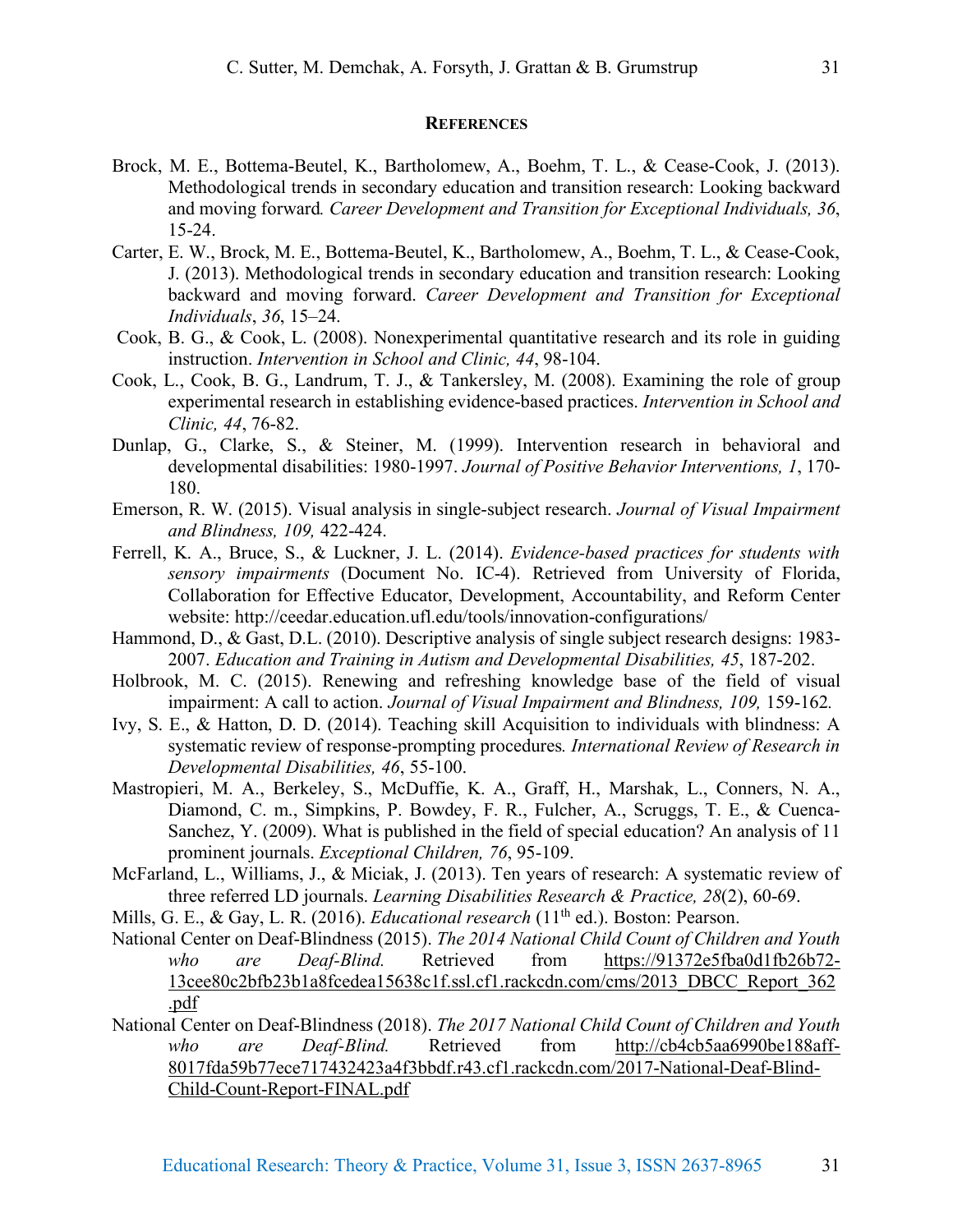## References

Brock, M. E., Bottema-Beutel, K., Bartholomew, A., Boehm, T. L., & Cease-Cook, J. (2013). Methodological trends in secondary education and transition research: Looking backward and moving forward. *Career Development and Transition for Exceptional Individuals, 36*, 15-24.

Carter, E. W., Brock, M. E., Bottema-Beutel, K., Bartholomew, A., Boehm, T. L., & Cease-Cook, J. (2013). Methodological trends in secondary education and transition research: Looking backward and moving forward. *Career Development and Transition for Exceptional Individuals*, *36*, 15–24.

Cook, B. G., & Cook, L. (2008). Nonexperimental quantitative research and its role in guiding instruction. *Intervention in School and Clinic, 44*, 98-104.

Cook, L., Cook, B. G., Landrum, T. J., & Tankersley, M. (2008). Examining the role of group experimental research in establishing evidence-based practices. *Intervention in School and Clinic, 44*, 76-82.

Dunlap, G., Clarke, S., & Steiner, M. (1999). Intervention research in behavioral and developmental disabilities: 1980-1997. *Journal of Positive Behavior Interventions, 1*, 170-180.

Emerson, R. W. (2015). Visual analysis in single-subject research. *Journal of Visual Impairment and Blindness, 109,* 422-424.

Ferrell, K. A., Bruce, S., & Luckner, J. L. (2014). *Evidence-based practices for students with sensory impairments* (Document No. IC-4). Retrieved from University of Florida, Collaboration for Effective Educator, Development, Accountability, and Reform Center website: http://ceedar.education.ufl.edu/tools/innovation-configurations/

Hammond, D., & Gast, D.L. (2010). Descriptive analysis of single subject research designs: 1983-2007. *Education and Training in Autism and Developmental Disabilities, 45*, 187-202.

Holbrook, M. C. (2015). Renewing and refreshing knowledge base of the field of visual impairment: A call to action. *Journal of Visual Impairment and Blindness, 109,* 159-162.

Ivy, S. E., & Hatton, D. D. (2014). Teaching skill Acquisition to individuals with blindness: A systematic review of response-prompting procedures. *International Review of Research in Developmental Disabilities, 46*, 55-100.

Mastropieri, M. A., Berkeley, S., McDuffie, K. A., Graff, H., Marshak, L., Conners, N. A., Diamond, C. m., Simpkins, P. Bowdey, F. R., Fulcher, A., Scruggs, T. E., & Cuenca-Sanchez, Y. (2009). What is published in the field of special education? An analysis of 11 prominent journals. *Exceptional Children, 76*, 95-109.

McFarland, L., Williams, J., & Miciak, J. (2013). Ten years of research: A systematic review of three referred LD journals. *Learning Disabilities Research & Practice, 28*(2), 60-69.

Mills, G. E., & Gay, L. R. (2016). *Educational research* (11th ed.). Boston: Pearson.

National Center on Deaf-Blindness (2015). *The 2014 National Child Count of Children and Youth who are Deaf-Blind.* Retrieved from https://91372e5fba0d1fb26b72-13cee80c2bfb23b1a8fcedea15638c1f.ssl.cf1.rackcdn.com/cms/2013_DBCC_Report_362.pdf

National Center on Deaf-Blindness (2018). *The 2017 National Child Count of Children and Youth who are Deaf-Blind.* Retrieved from http://cb4cb5aa6990be188aff-8017fda59b77ece717432423a4f3bbdf.r43.cf1.rackcdn.com/2017-National-Deaf-Blind-Child-Count-Report-FINAL.pdf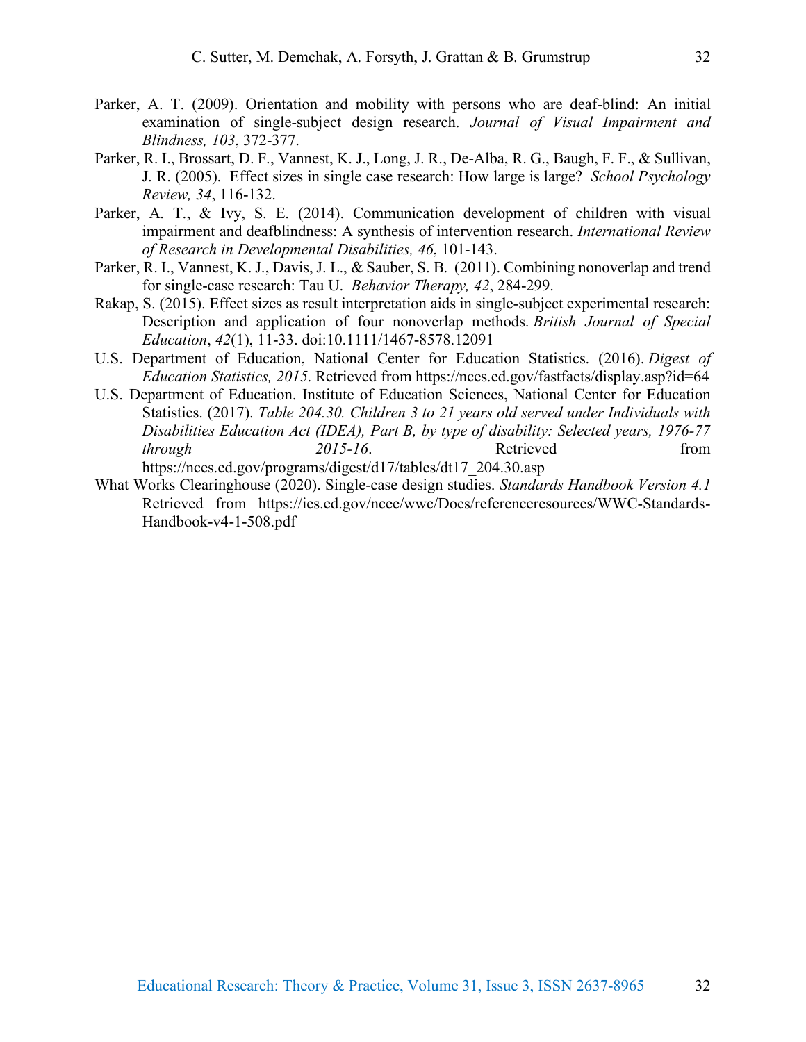Parker, A. T. (2009). Orientation and mobility with persons who are deaf-blind: An initial examination of single-subject design research. *Journal of Visual Impairment and Blindness, 103*, 372-377.

Parker, R. I., Brossart, D. F., Vannest, K. J., Long, J. R., De-Alba, R. G., Baugh, F. F., & Sullivan, J. R. (2005). Effect sizes in single case research: How large is large? *School Psychology Review, 34*, 116-132.

Parker, A. T., & Ivy, S. E. (2014). Communication development of children with visual impairment and deafblindness: A synthesis of intervention research. *International Review of Research in Developmental Disabilities, 46*, 101-143.

Parker, R. I., Vannest, K. J., Davis, J. L., & Sauber, S. B. (2011). Combining nonoverlap and trend for single-case research: Tau U. *Behavior Therapy, 42*, 284-299.

Rakap, S. (2015). Effect sizes as result interpretation aids in single-subject experimental research: Description and application of four nonoverlap methods. *British Journal of Special Education*, *42*(1), 11-33. doi:10.1111/1467-8578.12091

U.S. Department of Education, National Center for Education Statistics. (2016). *Digest of Education Statistics, 2015*. Retrieved from https://nces.ed.gov/fastfacts/display.asp?id=64

U.S. Department of Education. Institute of Education Sciences, National Center for Education Statistics. (2017). *Table 204.30. Children 3 to 21 years old served under Individuals with Disabilities Education Act (IDEA), Part B, by type of disability: Selected years, 1976-77 through 2015-16*. Retrieved from https://nces.ed.gov/programs/digest/d17/tables/dt17_204.30.asp

What Works Clearinghouse (2020). Single-case design studies. *Standards Handbook Version 4.1* Retrieved from https://ies.ed.gov/ncee/wwc/Docs/referenceresources/WWC-Standards-Handbook-v4-1-508.pdf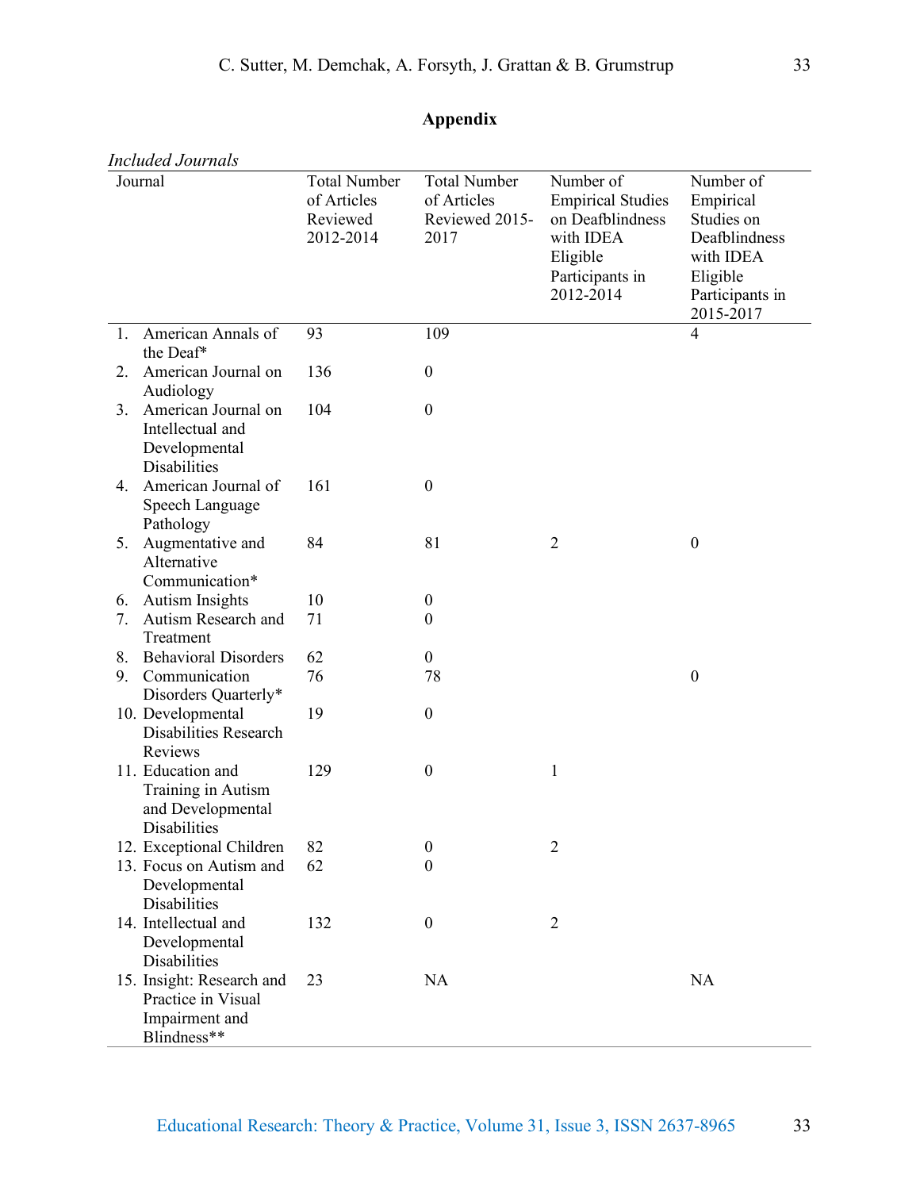## Appendix

*Included Journals*

| Journal | Total Number of Articles Reviewed 2012-2014 | Total Number of Articles Reviewed 2015-2017 | Number of Empirical Studies on Deafblindness with IDEA Eligible Participants in 2012-2014 | Number of Empirical Studies on Deafblindness with IDEA Eligible Participants in 2015-2017 |
|---|---|---|---|---|
| 1. American Annals of the Deaf* | 93 | 109 | | 4 |
| 2. American Journal on Audiology | 136 | 0 | | |
| 3. American Journal on Intellectual and Developmental Disabilities | 104 | 0 | | |
| 4. American Journal of Speech Language Pathology | 161 | 0 | | |
| 5. Augmentative and Alternative Communication* | 84 | 81 | 2 | 0 |
| 6. Autism Insights | 10 | 0 | | |
| 7. Autism Research and Treatment | 71 | 0 | | |
| 8. Behavioral Disorders | 62 | 0 | | |
| 9. Communication Disorders Quarterly* | 76 | 78 | | 0 |
| 10. Developmental Disabilities Research Reviews | 19 | 0 | | |
| 11. Education and Training in Autism and Developmental Disabilities | 129 | 0 | 1 | |
| 12. Exceptional Children | 82 | 0 | 2 | |
| 13. Focus on Autism and Developmental Disabilities | 62 | 0 | | |
| 14. Intellectual and Developmental Disabilities | 132 | 0 | 2 | |
| 15. Insight: Research and Practice in Visual Impairment and Blindness** | 23 | NA | | NA |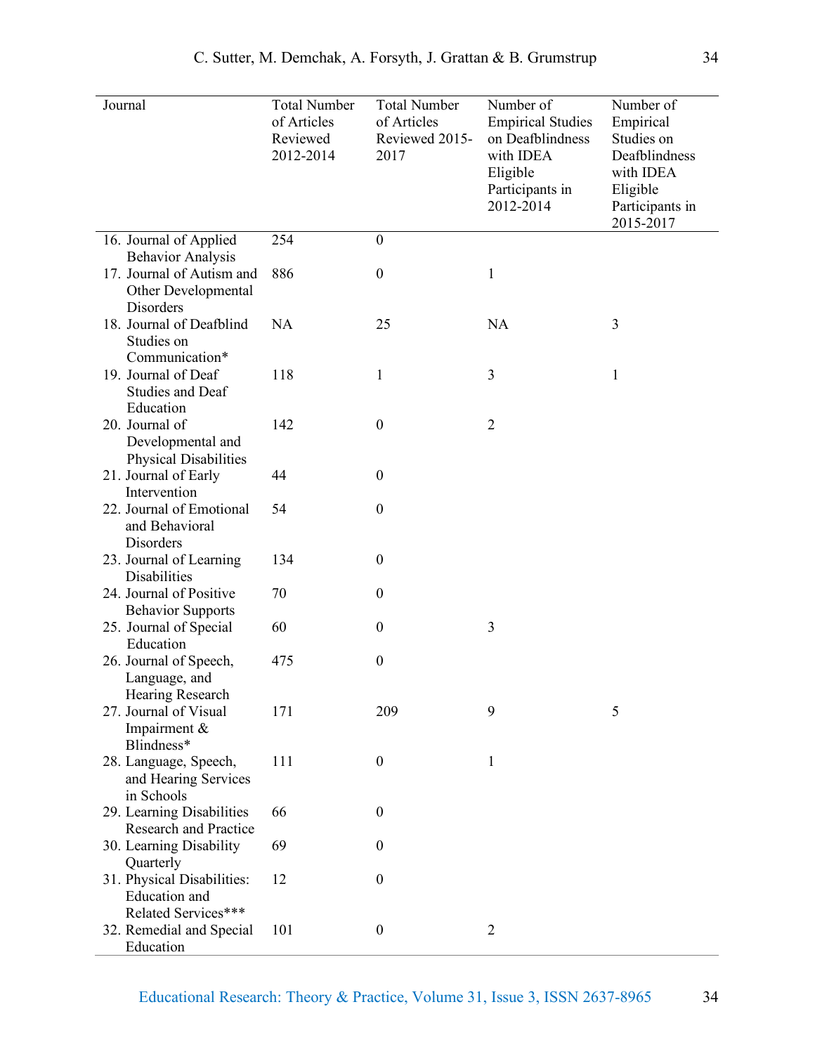| Journal | Total Number of Articles Reviewed 2012-2014 | Total Number of Articles Reviewed 2015-2017 | Number of Empirical Studies on Deafblindness with IDEA Eligible Participants in 2012-2014 | Number of Empirical Studies on Deafblindness with IDEA Eligible Participants in 2015-2017 |
|---|---|---|---|---|
| 16. Journal of Applied Behavior Analysis | 254 | 0 | | |
| 17. Journal of Autism and Other Developmental Disorders | 886 | 0 | 1 | |
| 18. Journal of Deafblind Studies on Communication* | NA | 25 | NA | 3 |
| 19. Journal of Deaf Studies and Deaf Education | 118 | 1 | 3 | 1 |
| 20. Journal of Developmental and Physical Disabilities | 142 | 0 | 2 | |
| 21. Journal of Early Intervention | 44 | 0 | | |
| 22. Journal of Emotional and Behavioral Disorders | 54 | 0 | | |
| 23. Journal of Learning Disabilities | 134 | 0 | | |
| 24. Journal of Positive Behavior Supports | 70 | 0 | | |
| 25. Journal of Special Education | 60 | 0 | 3 | |
| 26. Journal of Speech, Language, and Hearing Research | 475 | 0 | | |
| 27. Journal of Visual Impairment & Blindness* | 171 | 209 | 9 | 5 |
| 28. Language, Speech, and Hearing Services in Schools | 111 | 0 | 1 | |
| 29. Learning Disabilities Research and Practice | 66 | 0 | | |
| 30. Learning Disability Quarterly | 69 | 0 | | |
| 31. Physical Disabilities: Education and Related Services*** | 12 | 0 | | |
| 32. Remedial and Special Education | 101 | 0 | 2 | |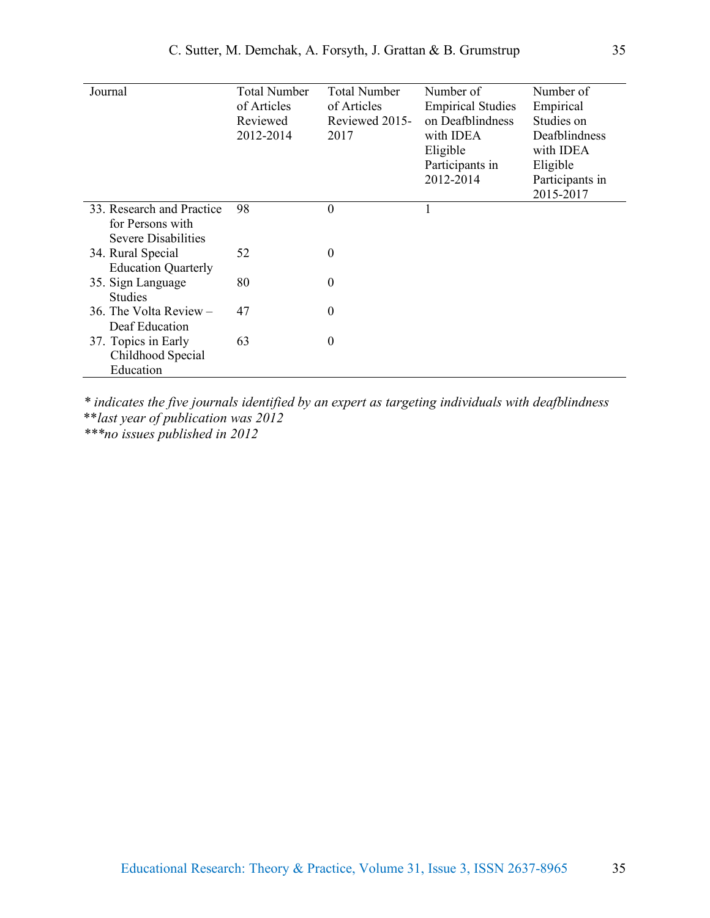| Journal | Total Number of Articles Reviewed 2012-2014 | Total Number of Articles Reviewed 2015-2017 | Number of Empirical Studies on Deafblindness with IDEA Eligible Participants in 2012-2014 | Number of Empirical Studies on Deafblindness with IDEA Eligible Participants in 2015-2017 |
|---|---|---|---|---|
| 33. Research and Practice for Persons with Severe Disabilities | 98 | 0 | 1 | |
| 34. Rural Special Education Quarterly | 52 | 0 | | |
| 35. Sign Language Studies | 80 | 0 | | |
| 36. The Volta Review – Deaf Education | 47 | 0 | | |
| 37. Topics in Early Childhood Special Education | 63 | 0 | | |

*\* indicates the five journals identified by an expert as targeting individuals with deafblindness*

*\*\*last year of publication was 2012*

*\*\*\*no issues published in 2012*